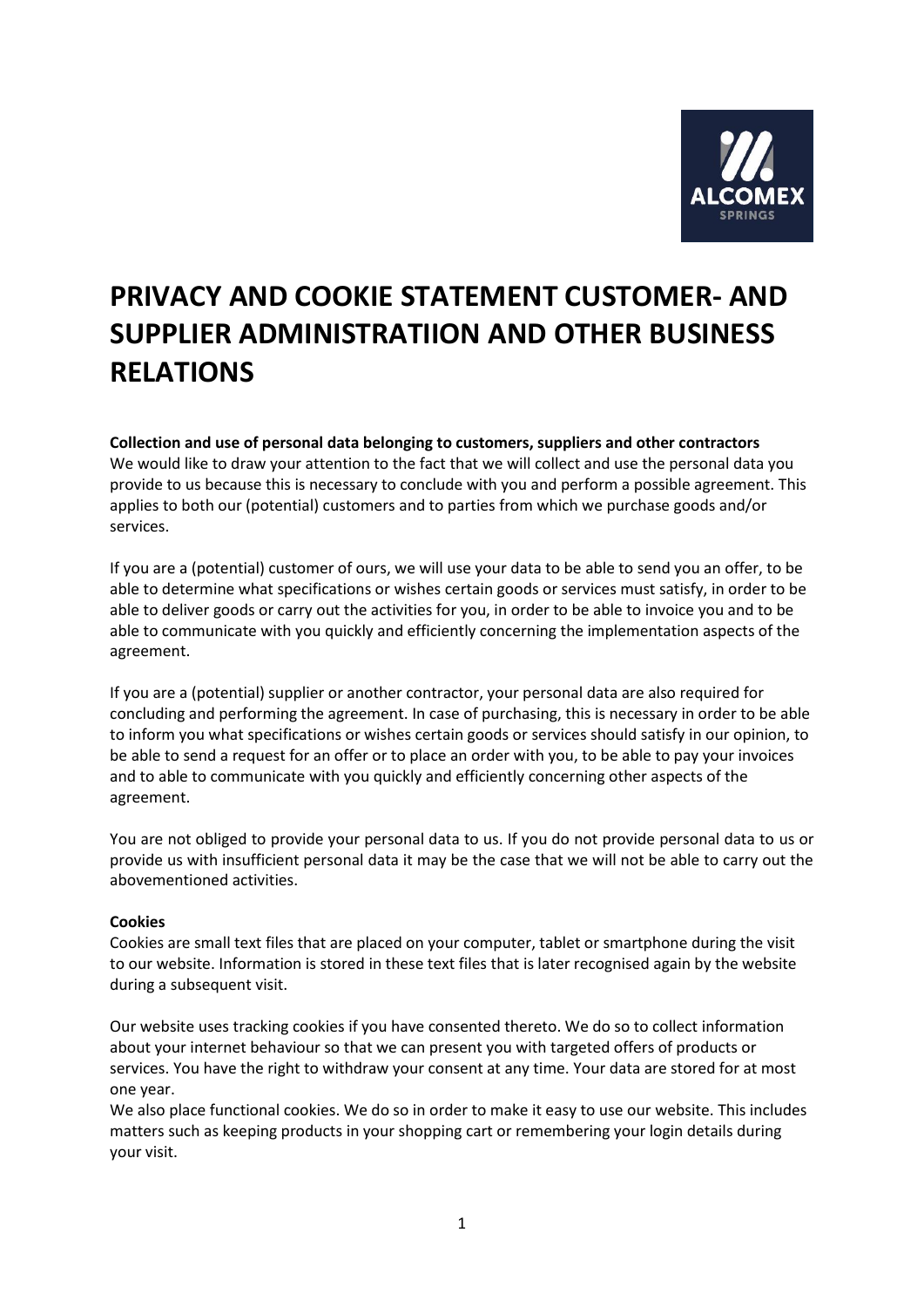# PRIVACY AND COOKIE STATEMENT CUSTOMER- AND SUPPLIER ADMINISTRATIION AND OTHER BUSINESS RELATIONS

**Collection and use of personal data belonging to customers, suppliers and other contractors**
We would like to draw your attention to the fact that we will collect and use the personal data you provide to us because this is necessary to conclude with you and perform a possible agreement. This applies to both our (potential) customers and to parties from which we purchase goods and/or services.

If you are a (potential) customer of ours, we will use your data to be able to send you an offer, to be able to determine what specifications or wishes certain goods or services must satisfy, in order to be able to deliver goods or carry out the activities for you, in order to be able to invoice you and to be able to communicate with you quickly and efficiently concerning the implementation aspects of the agreement.

If you are a (potential) supplier or another contractor, your personal data are also required for concluding and performing the agreement. In case of purchasing, this is necessary in order to be able to inform you what specifications or wishes certain goods or services should satisfy in our opinion, to be able to send a request for an offer or to place an order with you, to be able to pay your invoices and to able to communicate with you quickly and efficiently concerning other aspects of the agreement.

You are not obliged to provide your personal data to us. If you do not provide personal data to us or provide us with insufficient personal data it may be the case that we will not be able to carry out the abovementioned activities.

**Cookies**
Cookies are small text files that are placed on your computer, tablet or smartphone during the visit to our website. Information is stored in these text files that is later recognised again by the website during a subsequent visit.

Our website uses tracking cookies if you have consented thereto. We do so to collect information about your internet behaviour so that we can present you with targeted offers of products or services. You have the right to withdraw your consent at any time. Your data are stored for at most one year.
We also place functional cookies. We do so in order to make it easy to use our website. This includes matters such as keeping products in your shopping cart or remembering your login details during your visit.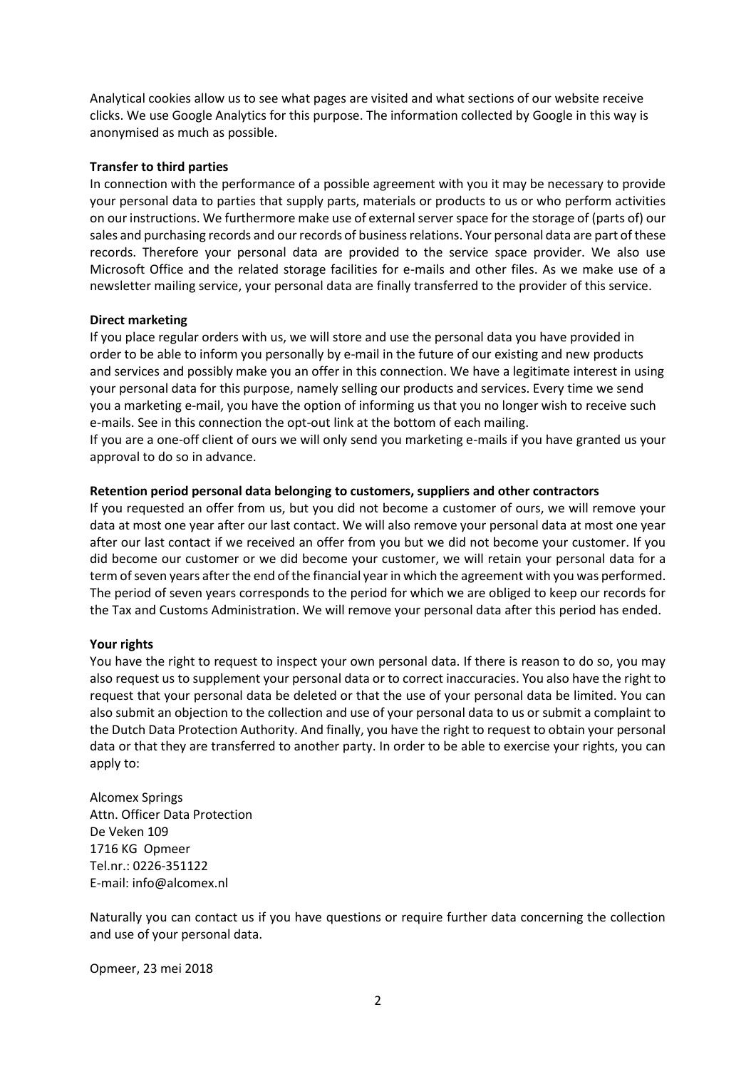Analytical cookies allow us to see what pages are visited and what sections of our website receive clicks. We use Google Analytics for this purpose. The information collected by Google in this way is anonymised as much as possible.

**Transfer to third parties**

In connection with the performance of a possible agreement with you it may be necessary to provide your personal data to parties that supply parts, materials or products to us or who perform activities on our instructions. We furthermore make use of external server space for the storage of (parts of) our sales and purchasing records and our records of business relations. Your personal data are part of these records. Therefore your personal data are provided to the service space provider. We also use Microsoft Office and the related storage facilities for e-mails and other files. As we make use of a newsletter mailing service, your personal data are finally transferred to the provider of this service.

**Direct marketing**

If you place regular orders with us, we will store and use the personal data you have provided in order to be able to inform you personally by e-mail in the future of our existing and new products and services and possibly make you an offer in this connection. We have a legitimate interest in using your personal data for this purpose, namely selling our products and services. Every time we send you a marketing e-mail, you have the option of informing us that you no longer wish to receive such e-mails. See in this connection the opt-out link at the bottom of each mailing.

If you are a one-off client of ours we will only send you marketing e-mails if you have granted us your approval to do so in advance.

**Retention period personal data belonging to customers, suppliers and other contractors**

If you requested an offer from us, but you did not become a customer of ours, we will remove your data at most one year after our last contact. We will also remove your personal data at most one year after our last contact if we received an offer from you but we did not become your customer. If you did become our customer or we did become your customer, we will retain your personal data for a term of seven years after the end of the financial year in which the agreement with you was performed. The period of seven years corresponds to the period for which we are obliged to keep our records for the Tax and Customs Administration. We will remove your personal data after this period has ended.

**Your rights**

You have the right to request to inspect your own personal data. If there is reason to do so, you may also request us to supplement your personal data or to correct inaccuracies. You also have the right to request that your personal data be deleted or that the use of your personal data be limited. You can also submit an objection to the collection and use of your personal data to us or submit a complaint to the Dutch Data Protection Authority. And finally, you have the right to request to obtain your personal data or that they are transferred to another party. In order to be able to exercise your rights, you can apply to:

Alcomex Springs
Attn. Officer Data Protection
De Veken 109
1716 KG Opmeer
Tel.nr.: 0226-351122
E-mail: info@alcomex.nl

Naturally you can contact us if you have questions or require further data concerning the collection and use of your personal data.

Opmeer, 23 mei 2018